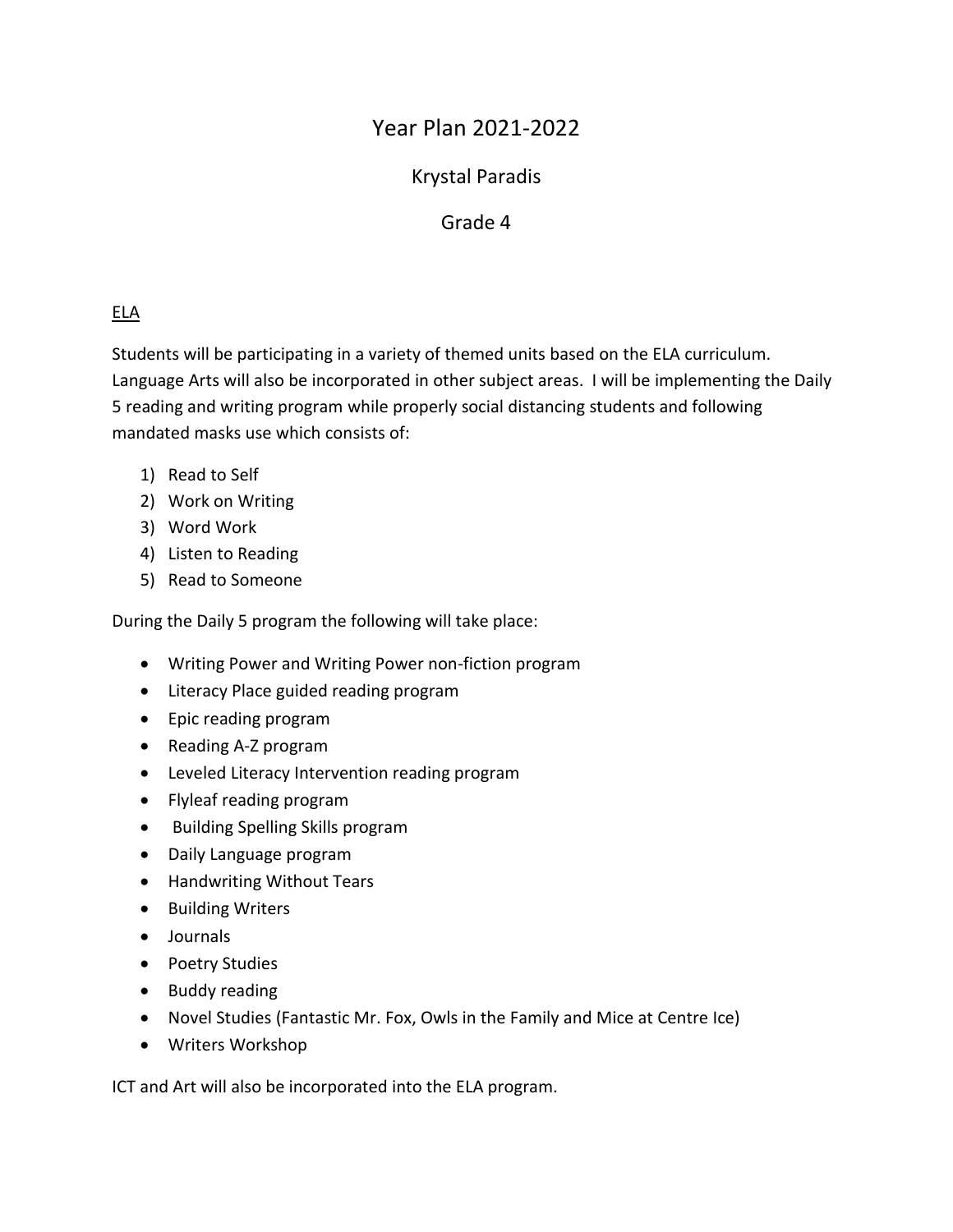# Year Plan 2021-2022

## Krystal Paradis

## Grade 4

### ELA

Students will be participating in a variety of themed units based on the ELA curriculum. Language Arts will also be incorporated in other subject areas. I will be implementing the Daily 5 reading and writing program while properly social distancing students and following mandated masks use which consists of:

1) Read to Self
2) Work on Writing
3) Word Work
4) Listen to Reading
5) Read to Someone

During the Daily 5 program the following will take place:

- Writing Power and Writing Power non-fiction program
- Literacy Place guided reading program
- Epic reading program
- Reading A-Z program
- Leveled Literacy Intervention reading program
- Flyleaf reading program
- Building Spelling Skills program
- Daily Language program
- Handwriting Without Tears
- Building Writers
- Journals
- Poetry Studies
- Buddy reading
- Novel Studies (Fantastic Mr. Fox, Owls in the Family and Mice at Centre Ice)
- Writers Workshop

ICT and Art will also be incorporated into the ELA program.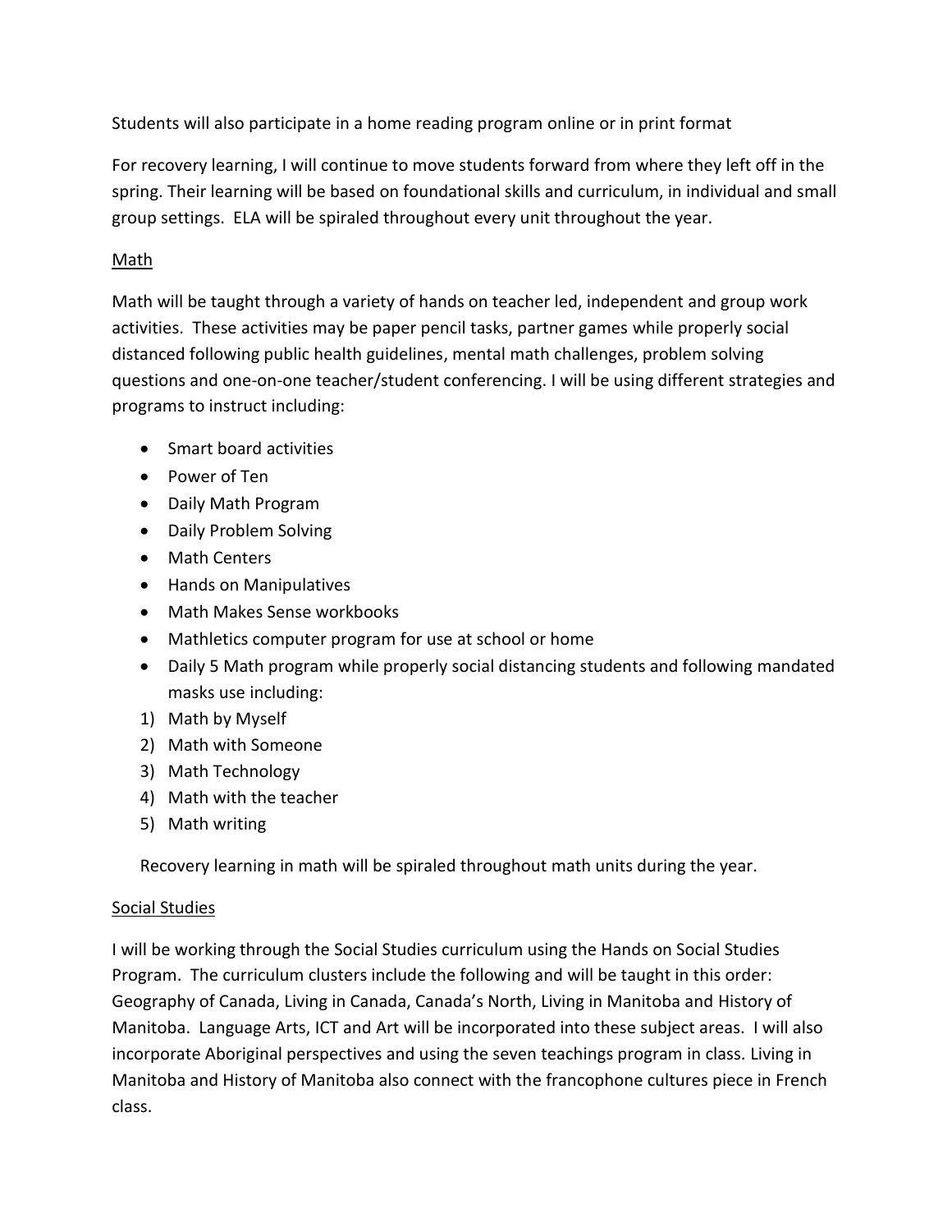Students will also participate in a home reading program online or in print format

For recovery learning, I will continue to move students forward from where they left off in the spring. Their learning will be based on foundational skills and curriculum, in individual and small group settings. ELA will be spiraled throughout every unit throughout the year.

## Math

Math will be taught through a variety of hands on teacher led, independent and group work activities. These activities may be paper pencil tasks, partner games while properly social distanced following public health guidelines, mental math challenges, problem solving questions and one-on-one teacher/student conferencing. I will be using different strategies and programs to instruct including:

- Smart board activities
- Power of Ten
- Daily Math Program
- Daily Problem Solving
- Math Centers
- Hands on Manipulatives
- Math Makes Sense workbooks
- Mathletics computer program for use at school or home
- Daily 5 Math program while properly social distancing students and following mandated masks use including:

1) Math by Myself
2) Math with Someone
3) Math Technology
4) Math with the teacher
5) Math writing

Recovery learning in math will be spiraled throughout math units during the year.

## Social Studies

I will be working through the Social Studies curriculum using the Hands on Social Studies Program. The curriculum clusters include the following and will be taught in this order: Geography of Canada, Living in Canada, Canada's North, Living in Manitoba and History of Manitoba. Language Arts, ICT and Art will be incorporated into these subject areas. I will also incorporate Aboriginal perspectives and using the seven teachings program in class. Living in Manitoba and History of Manitoba also connect with the francophone cultures piece in French class.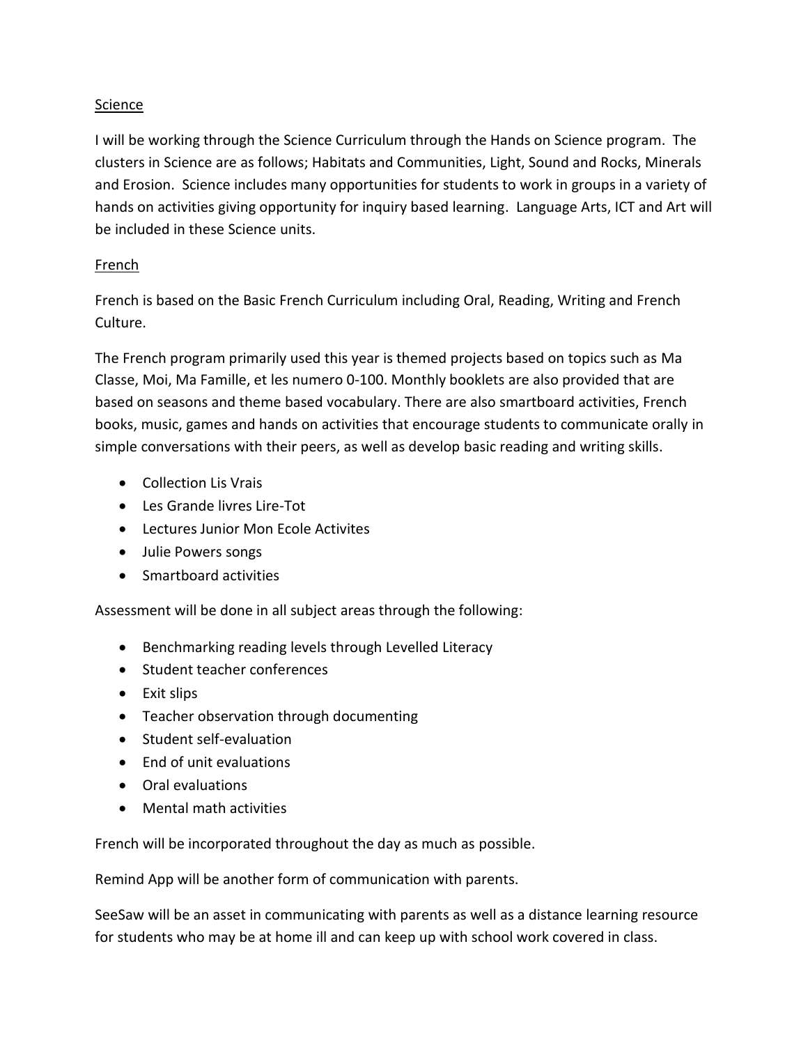<u>Science</u>

I will be working through the Science Curriculum through the Hands on Science program. The clusters in Science are as follows; Habitats and Communities, Light, Sound and Rocks, Minerals and Erosion. Science includes many opportunities for students to work in groups in a variety of hands on activities giving opportunity for inquiry based learning. Language Arts, ICT and Art will be included in these Science units.

<u>French</u>

French is based on the Basic French Curriculum including Oral, Reading, Writing and French Culture.

The French program primarily used this year is themed projects based on topics such as Ma Classe, Moi, Ma Famille, et les numero 0-100. Monthly booklets are also provided that are based on seasons and theme based vocabulary. There are also smartboard activities, French books, music, games and hands on activities that encourage students to communicate orally in simple conversations with their peers, as well as develop basic reading and writing skills.

- Collection Lis Vrais
- Les Grande livres Lire-Tot
- Lectures Junior Mon Ecole Activites
- Julie Powers songs
- Smartboard activities

Assessment will be done in all subject areas through the following:

- Benchmarking reading levels through Levelled Literacy
- Student teacher conferences
- Exit slips
- Teacher observation through documenting
- Student self-evaluation
- End of unit evaluations
- Oral evaluations
- Mental math activities

French will be incorporated throughout the day as much as possible.

Remind App will be another form of communication with parents.

SeeSaw will be an asset in communicating with parents as well as a distance learning resource for students who may be at home ill and can keep up with school work covered in class.